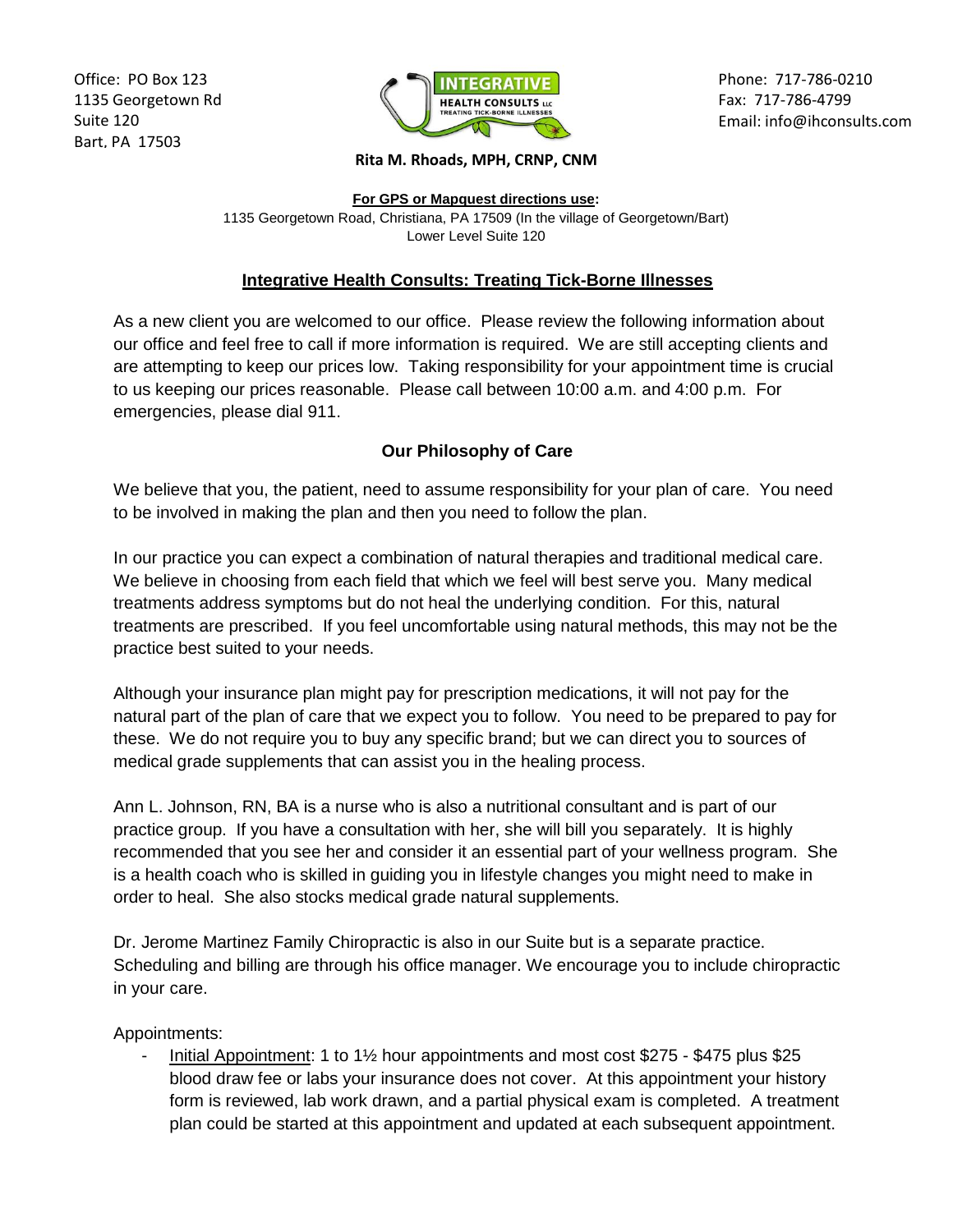Office: PO Box 123
1135 Georgetown Rd
Suite 120
Bart, PA 17503

INTEGRATIVE HEALTH CONSULTS LLC
TREATING TICK-BORNE ILLNESSES

Phone: 717-786-0210
Fax: 717-786-4799
Email: info@ihconsults.com

**Rita M. Rhoads, MPH, CRNP, CNM**

**For GPS or Mapquest directions use:**
1135 Georgetown Road, Christiana, PA 17509 (In the village of Georgetown/Bart)
Lower Level Suite 120

## Integrative Health Consults: Treating Tick-Borne Illnesses

As a new client you are welcomed to our office. Please review the following information about our office and feel free to call if more information is required. We are still accepting clients and are attempting to keep our prices low. Taking responsibility for your appointment time is crucial to us keeping our prices reasonable. Please call between 10:00 a.m. and 4:00 p.m. For emergencies, please dial 911.

### Our Philosophy of Care

We believe that you, the patient, need to assume responsibility for your plan of care. You need to be involved in making the plan and then you need to follow the plan.

In our practice you can expect a combination of natural therapies and traditional medical care. We believe in choosing from each field that which we feel will best serve you. Many medical treatments address symptoms but do not heal the underlying condition. For this, natural treatments are prescribed. If you feel uncomfortable using natural methods, this may not be the practice best suited to your needs.

Although your insurance plan might pay for prescription medications, it will not pay for the natural part of the plan of care that we expect you to follow. You need to be prepared to pay for these. We do not require you to buy any specific brand; but we can direct you to sources of medical grade supplements that can assist you in the healing process.

Ann L. Johnson, RN, BA is a nurse who is also a nutritional consultant and is part of our practice group. If you have a consultation with her, she will bill you separately. It is highly recommended that you see her and consider it an essential part of your wellness program. She is a health coach who is skilled in guiding you in lifestyle changes you might need to make in order to heal. She also stocks medical grade natural supplements.

Dr. Jerome Martinez Family Chiropractic is also in our Suite but is a separate practice. Scheduling and billing are through his office manager. We encourage you to include chiropractic in your care.

Appointments:

- Initial Appointment: 1 to 1½ hour appointments and most cost $275 - $475 plus $25 blood draw fee or labs your insurance does not cover. At this appointment your history form is reviewed, lab work drawn, and a partial physical exam is completed. A treatment plan could be started at this appointment and updated at each subsequent appointment.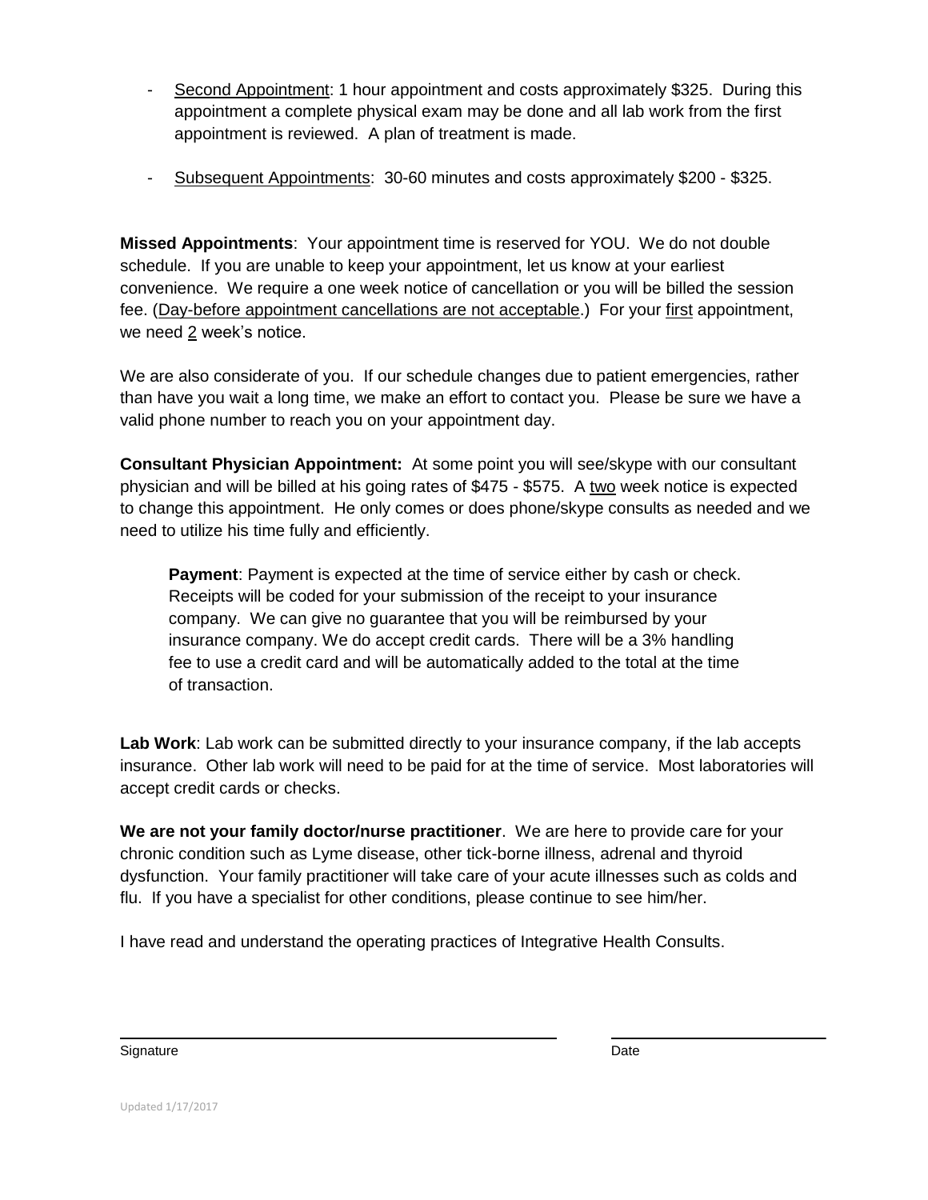- Second Appointment: 1 hour appointment and costs approximately $325. During this appointment a complete physical exam may be done and all lab work from the first appointment is reviewed. A plan of treatment is made.
- Subsequent Appointments: 30-60 minutes and costs approximately $200 - $325.

**Missed Appointments**: Your appointment time is reserved for YOU. We do not double schedule. If you are unable to keep your appointment, let us know at your earliest convenience. We require a one week notice of cancellation or you will be billed the session fee. (Day-before appointment cancellations are not acceptable.) For your first appointment, we need 2 week's notice.

We are also considerate of you. If our schedule changes due to patient emergencies, rather than have you wait a long time, we make an effort to contact you. Please be sure we have a valid phone number to reach you on your appointment day.

**Consultant Physician Appointment:** At some point you will see/skype with our consultant physician and will be billed at his going rates of $475 - $575. A two week notice is expected to change this appointment. He only comes or does phone/skype consults as needed and we need to utilize his time fully and efficiently.

> **Payment**: Payment is expected at the time of service either by cash or check. Receipts will be coded for your submission of the receipt to your insurance company. We can give no guarantee that you will be reimbursed by your insurance company. We do accept credit cards. There will be a 3% handling fee to use a credit card and will be automatically added to the total at the time of transaction.

**Lab Work**: Lab work can be submitted directly to your insurance company, if the lab accepts insurance. Other lab work will need to be paid for at the time of service. Most laboratories will accept credit cards or checks.

**We are not your family doctor/nurse practitioner**. We are here to provide care for your chronic condition such as Lyme disease, other tick-borne illness, adrenal and thyroid dysfunction. Your family practitioner will take care of your acute illnesses such as colds and flu. If you have a specialist for other conditions, please continue to see him/her.

I have read and understand the operating practices of Integrative Health Consults.

Signature ______________________________ Date ______________

Updated 1/17/2017